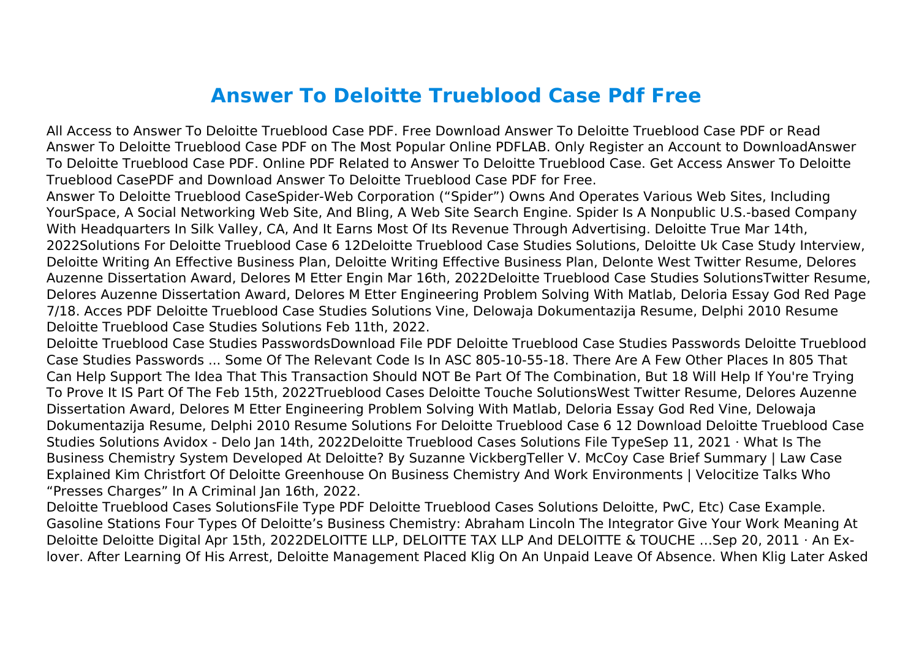# Answer To Deloitte Trueblood Case Pdf Free

All Access to Answer To Deloitte Trueblood Case PDF. Free Download Answer To Deloitte Trueblood Case PDF or Read Answer To Deloitte Trueblood Case PDF on The Most Popular Online PDFLAB. Only Register an Account to DownloadAnswer To Deloitte Trueblood Case PDF. Online PDF Related to Answer To Deloitte Trueblood Case. Get Access Answer To Deloitte Trueblood CasePDF and Download Answer To Deloitte Trueblood Case PDF for Free.

Answer To Deloitte Trueblood CaseSpider-Web Corporation ("Spider") Owns And Operates Various Web Sites, Including YourSpace, A Social Networking Web Site, And Bling, A Web Site Search Engine. Spider Is A Nonpublic U.S.-based Company With Headquarters In Silk Valley, CA, And It Earns Most Of Its Revenue Through Advertising. Deloitte True Mar 14th, 2022Solutions For Deloitte Trueblood Case 6 12Deloitte Trueblood Case Studies Solutions, Deloitte Uk Case Study Interview, Deloitte Writing An Effective Business Plan, Deloitte Writing Effective Business Plan, Delonte West Twitter Resume, Delores Auzenne Dissertation Award, Delores M Etter Engin Mar 16th, 2022Deloitte Trueblood Case Studies SolutionsTwitter Resume, Delores Auzenne Dissertation Award, Delores M Etter Engineering Problem Solving With Matlab, Deloria Essay God Red Page 7/18. Acces PDF Deloitte Trueblood Case Studies Solutions Vine, Delowaja Dokumentazija Resume, Delphi 2010 Resume Deloitte Trueblood Case Studies Solutions Feb 11th, 2022.

Deloitte Trueblood Case Studies PasswordsDownload File PDF Deloitte Trueblood Case Studies Passwords Deloitte Trueblood Case Studies Passwords ... Some Of The Relevant Code Is In ASC 805-10-55-18. There Are A Few Other Places In 805 That Can Help Support The Idea That This Transaction Should NOT Be Part Of The Combination, But 18 Will Help If You're Trying To Prove It IS Part Of The Feb 15th, 2022Trueblood Cases Deloitte Touche SolutionsWest Twitter Resume, Delores Auzenne Dissertation Award, Delores M Etter Engineering Problem Solving With Matlab, Deloria Essay God Red Vine, Delowaja Dokumentazija Resume, Delphi 2010 Resume Solutions For Deloitte Trueblood Case 6 12 Download Deloitte Trueblood Case Studies Solutions Avidox - Delo Jan 14th, 2022Deloitte Trueblood Cases Solutions File TypeSep 11, 2021 · What Is The Business Chemistry System Developed At Deloitte? By Suzanne VickbergTeller V. McCoy Case Brief Summary | Law Case Explained Kim Christfort Of Deloitte Greenhouse On Business Chemistry And Work Environments | Velocitize Talks Who "Presses Charges" In A Criminal Jan 16th, 2022.

Deloitte Trueblood Cases SolutionsFile Type PDF Deloitte Trueblood Cases Solutions Deloitte, PwC, Etc) Case Example. Gasoline Stations Four Types Of Deloitte's Business Chemistry: Abraham Lincoln The Integrator Give Your Work Meaning At Deloitte Deloitte Digital Apr 15th, 2022DELOITTE LLP, DELOITTE TAX LLP And DELOITTE & TOUCHE ...Sep 20, 2011 · An Ex-lover. After Learning Of His Arrest, Deloitte Management Placed Klig On An Unpaid Leave Of Absence. When Klig Later Asked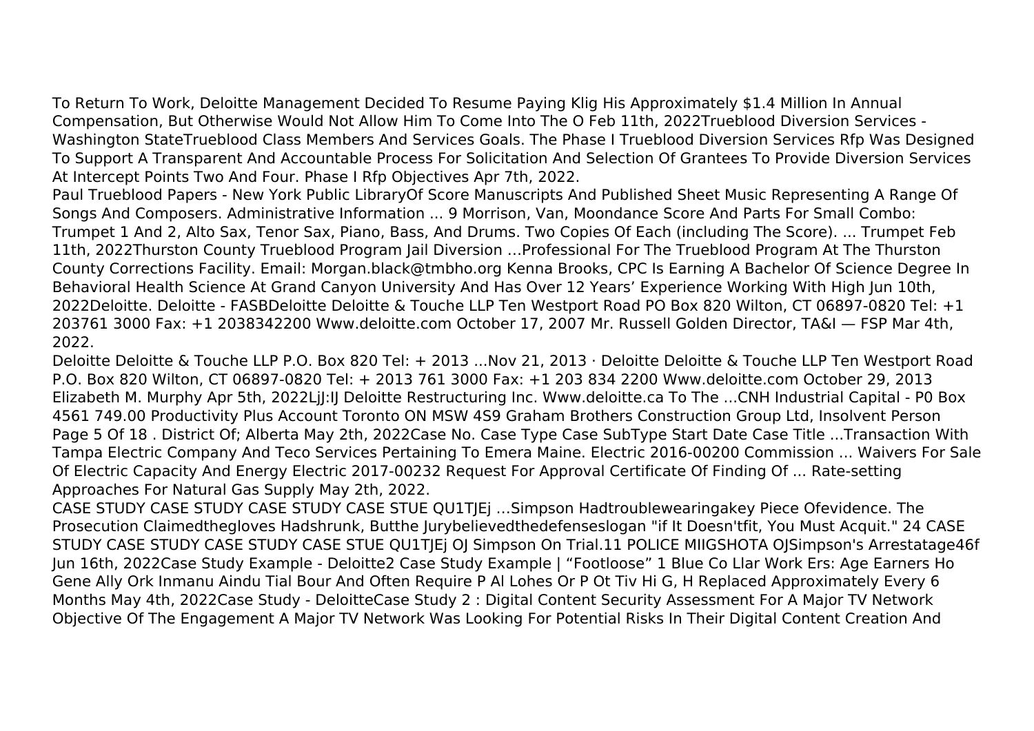To Return To Work, Deloitte Management Decided To Resume Paying Klig His Approximately $1.4 Million In Annual Compensation, But Otherwise Would Not Allow Him To Come Into The O Feb 11th, 2022Trueblood Diversion Services - Washington StateTrueblood Class Members And Services Goals. The Phase I Trueblood Diversion Services Rfp Was Designed To Support A Transparent And Accountable Process For Solicitation And Selection Of Grantees To Provide Diversion Services At Intercept Points Two And Four. Phase I Rfp Objectives Apr 7th, 2022.

Paul Trueblood Papers - New York Public LibraryOf Score Manuscripts And Published Sheet Music Representing A Range Of Songs And Composers. Administrative Information ... 9 Morrison, Van, Moondance Score And Parts For Small Combo: Trumpet 1 And 2, Alto Sax, Tenor Sax, Piano, Bass, And Drums. Two Copies Of Each (including The Score). ... Trumpet Feb 11th, 2022Thurston County Trueblood Program Jail Diversion …Professional For The Trueblood Program At The Thurston County Corrections Facility. Email: Morgan.black@tmbho.org Kenna Brooks, CPC Is Earning A Bachelor Of Science Degree In Behavioral Health Science At Grand Canyon University And Has Over 12 Years' Experience Working With High Jun 10th, 2022Deloitte. Deloitte - FASBDeloitte Deloitte & Touche LLP Ten Westport Road PO Box 820 Wilton, CT 06897-0820 Tel: +1 203761 3000 Fax: +1 2038342200 Www.deloitte.com October 17, 2007 Mr. Russell Golden Director, TA&I — FSP Mar 4th, 2022.

Deloitte Deloitte & Touche LLP P.O. Box 820 Tel: + 2013 ...Nov 21, 2013 · Deloitte Deloitte & Touche LLP Ten Westport Road P.O. Box 820 Wilton, CT 06897-0820 Tel: + 2013 761 3000 Fax: +1 203 834 2200 Www.deloitte.com October 29, 2013 Elizabeth M. Murphy Apr 5th, 2022LjJ:IJ Deloitte Restructuring Inc. Www.deloitte.ca To The …CNH Industrial Capital - P0 Box 4561 749.00 Productivity Plus Account Toronto ON MSW 4S9 Graham Brothers Construction Group Ltd, Insolvent Person Page 5 Of 18 . District Of; Alberta May 2th, 2022Case No. Case Type Case SubType Start Date Case Title ...Transaction With Tampa Electric Company And Teco Services Pertaining To Emera Maine. Electric 2016-00200 Commission ... Waivers For Sale Of Electric Capacity And Energy Electric 2017-00232 Request For Approval Certificate Of Finding Of ... Rate-setting Approaches For Natural Gas Supply May 2th, 2022.

CASE STUDY CASE STUDY CASE STUDY CASE STUE QU1TJEj …Simpson Hadtroublewearingakey Piece Ofevidence. The Prosecution Claimedthegloves Hadshrunk, Butthe Jurybelievedthedefenseslogan "if It Doesn'tfit, You Must Acquit." 24 CASE STUDY CASE STUDY CASE STUDY CASE STUE QU1TJEj OJ Simpson On Trial.11 POLICE MIIGSHOTA OJSimpson's Arrestatage46f Jun 16th, 2022Case Study Example - Deloitte2 Case Study Example | "Footloose" 1 Blue Co Llar Work Ers: Age Earners Ho Gene Ally Ork Inmanu Aindu Tial Bour And Often Require P Al Lohes Or P Ot Tiv Hi G, H Replaced Approximately Every 6 Months May 4th, 2022Case Study - DeloitteCase Study 2 : Digital Content Security Assessment For A Major TV Network Objective Of The Engagement A Major TV Network Was Looking For Potential Risks In Their Digital Content Creation And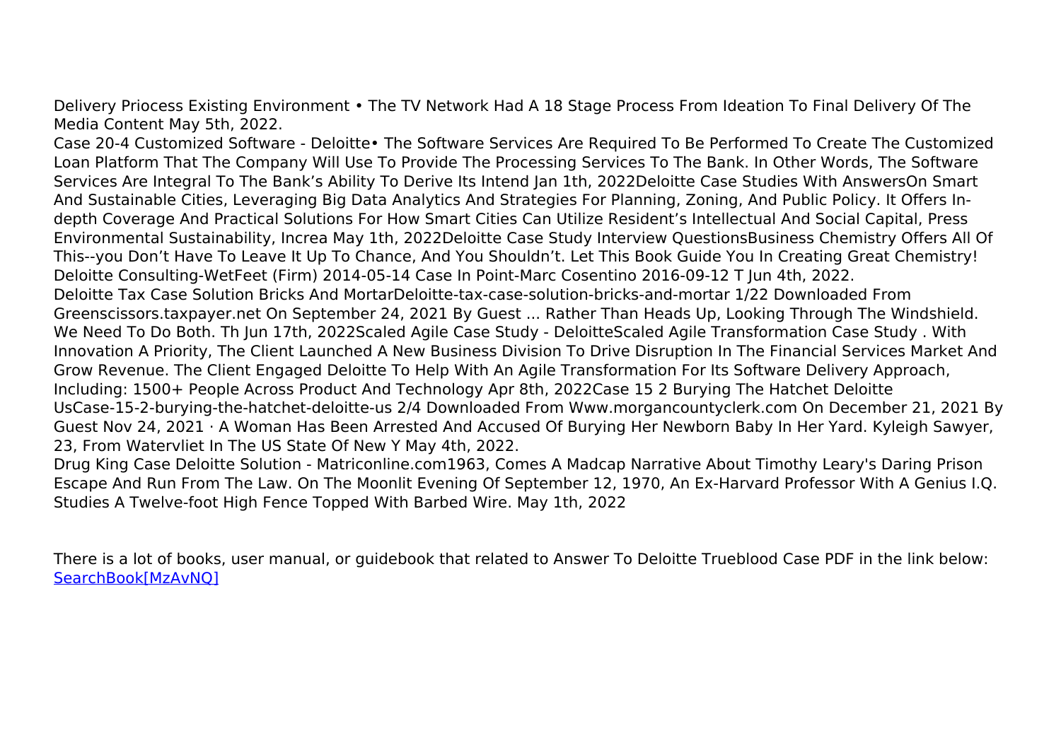Delivery Priocess Existing Environment • The TV Network Had A 18 Stage Process From Ideation To Final Delivery Of The Media Content May 5th, 2022.

Case 20-4 Customized Software - Deloitte• The Software Services Are Required To Be Performed To Create The Customized Loan Platform That The Company Will Use To Provide The Processing Services To The Bank. In Other Words, The Software Services Are Integral To The Bank's Ability To Derive Its Intend Jan 1th, 2022Deloitte Case Studies With AnswersOn Smart And Sustainable Cities, Leveraging Big Data Analytics And Strategies For Planning, Zoning, And Public Policy. It Offers In-depth Coverage And Practical Solutions For How Smart Cities Can Utilize Resident's Intellectual And Social Capital, Press Environmental Sustainability, Increa May 1th, 2022Deloitte Case Study Interview QuestionsBusiness Chemistry Offers All Of This--you Don't Have To Leave It Up To Chance, And You Shouldn't. Let This Book Guide You In Creating Great Chemistry! Deloitte Consulting-WetFeet (Firm) 2014-05-14 Case In Point-Marc Cosentino 2016-09-12 T Jun 4th, 2022.

Deloitte Tax Case Solution Bricks And MortarDeloitte-tax-case-solution-bricks-and-mortar 1/22 Downloaded From Greenscissors.taxpayer.net On September 24, 2021 By Guest ... Rather Than Heads Up, Looking Through The Windshield. We Need To Do Both. Th Jun 17th, 2022Scaled Agile Case Study - DeloitteScaled Agile Transformation Case Study . With Innovation A Priority, The Client Launched A New Business Division To Drive Disruption In The Financial Services Market And Grow Revenue. The Client Engaged Deloitte To Help With An Agile Transformation For Its Software Delivery Approach, Including: 1500+ People Across Product And Technology Apr 8th, 2022Case 15 2 Burying The Hatchet Deloitte UsCase-15-2-burying-the-hatchet-deloitte-us 2/4 Downloaded From Www.morgancountyclerk.com On December 21, 2021 By Guest Nov 24, 2021 · A Woman Has Been Arrested And Accused Of Burying Her Newborn Baby In Her Yard. Kyleigh Sawyer, 23, From Watervliet In The US State Of New Y May 4th, 2022.

Drug King Case Deloitte Solution - Matriconline.com1963, Comes A Madcap Narrative About Timothy Leary's Daring Prison Escape And Run From The Law. On The Moonlit Evening Of September 12, 1970, An Ex-Harvard Professor With A Genius I.Q. Studies A Twelve-foot High Fence Topped With Barbed Wire. May 1th, 2022

There is a lot of books, user manual, or guidebook that related to Answer To Deloitte Trueblood Case PDF in the link below:
SearchBook[MzAvNQ]